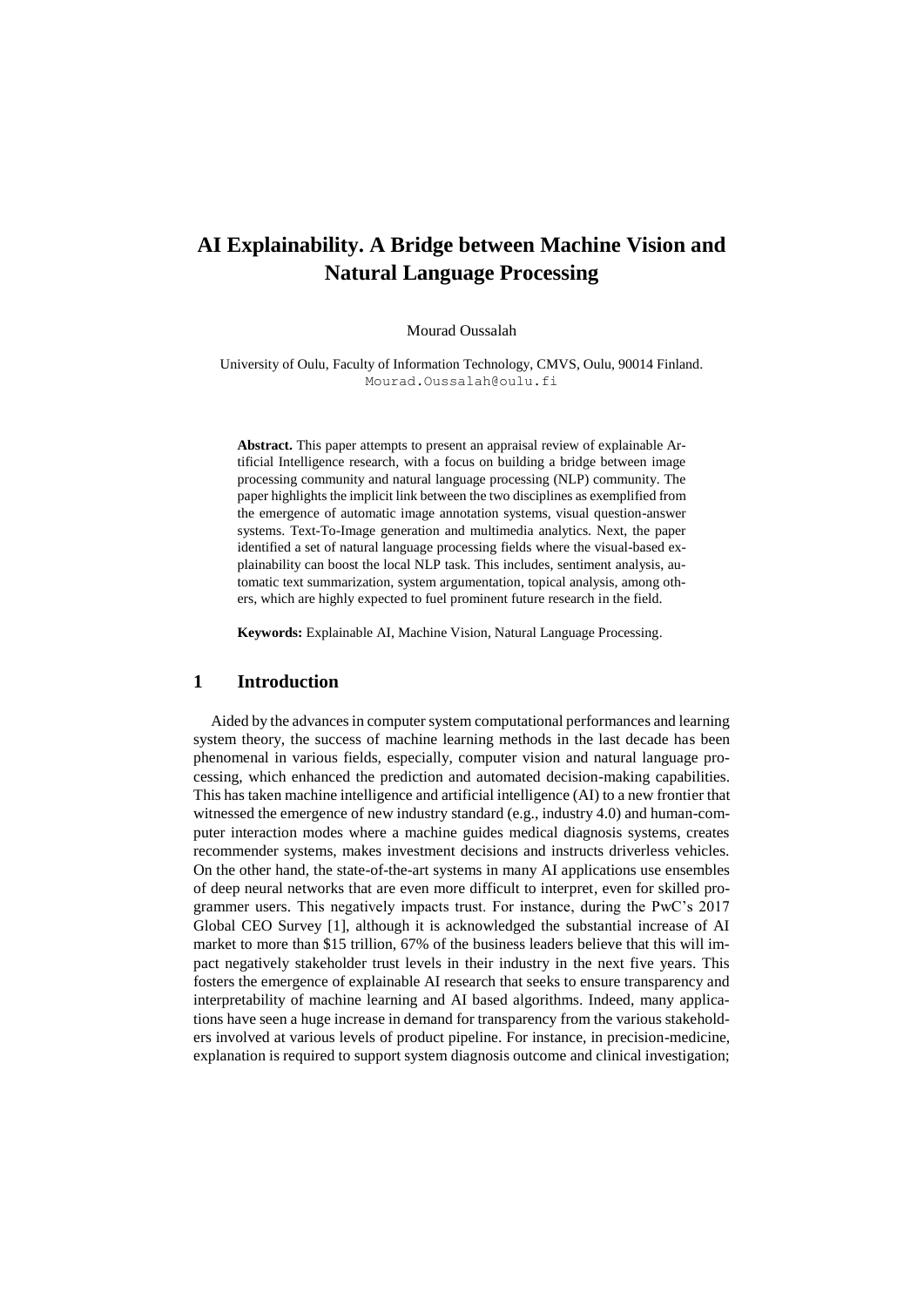# AI Explainability. A Bridge between Machine Vision and Natural Language Processing

Mourad Oussalah

University of Oulu, Faculty of Information Technology, CMVS, Oulu, 90014 Finland.
Mourad.Oussalah@oulu.fi

**Abstract.** This paper attempts to present an appraisal review of explainable Artificial Intelligence research, with a focus on building a bridge between image processing community and natural language processing (NLP) community. The paper highlights the implicit link between the two disciplines as exemplified from the emergence of automatic image annotation systems, visual question-answer systems. Text-To-Image generation and multimedia analytics. Next, the paper identified a set of natural language processing fields where the visual-based explainability can boost the local NLP task. This includes, sentiment analysis, automatic text summarization, system argumentation, topical analysis, among others, which are highly expected to fuel prominent future research in the field.

**Keywords:** Explainable AI, Machine Vision, Natural Language Processing.

## 1 Introduction

Aided by the advances in computer system computational performances and learning system theory, the success of machine learning methods in the last decade has been phenomenal in various fields, especially, computer vision and natural language processing, which enhanced the prediction and automated decision-making capabilities. This has taken machine intelligence and artificial intelligence (AI) to a new frontier that witnessed the emergence of new industry standard (e.g., industry 4.0) and human-computer interaction modes where a machine guides medical diagnosis systems, creates recommender systems, makes investment decisions and instructs driverless vehicles. On the other hand, the state-of-the-art systems in many AI applications use ensembles of deep neural networks that are even more difficult to interpret, even for skilled programmer users. This negatively impacts trust. For instance, during the PwC's 2017 Global CEO Survey [1], although it is acknowledged the substantial increase of AI market to more than $15 trillion, 67% of the business leaders believe that this will impact negatively stakeholder trust levels in their industry in the next five years. This fosters the emergence of explainable AI research that seeks to ensure transparency and interpretability of machine learning and AI based algorithms. Indeed, many applications have seen a huge increase in demand for transparency from the various stakeholders involved at various levels of product pipeline. For instance, in precision-medicine, explanation is required to support system diagnosis outcome and clinical investigation;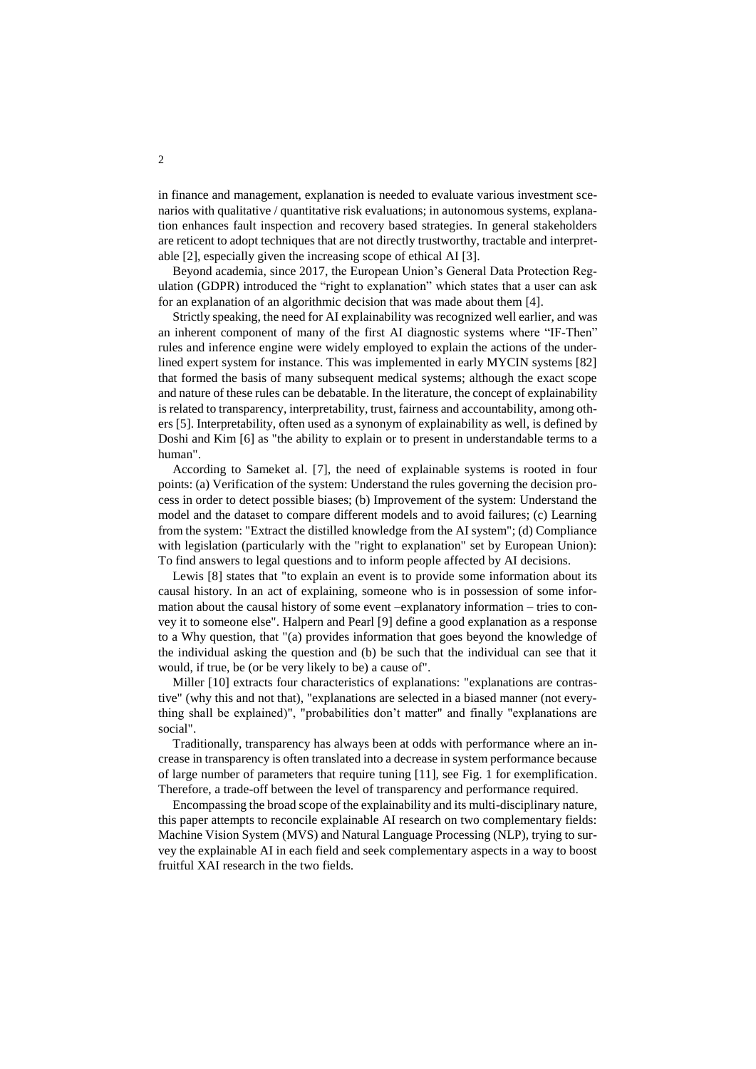in finance and management, explanation is needed to evaluate various investment scenarios with qualitative / quantitative risk evaluations; in autonomous systems, explanation enhances fault inspection and recovery based strategies. In general stakeholders are reticent to adopt techniques that are not directly trustworthy, tractable and interpretable [2], especially given the increasing scope of ethical AI [3].

Beyond academia, since 2017, the European Union's General Data Protection Regulation (GDPR) introduced the "right to explanation" which states that a user can ask for an explanation of an algorithmic decision that was made about them [4].

Strictly speaking, the need for AI explainability was recognized well earlier, and was an inherent component of many of the first AI diagnostic systems where "IF-Then" rules and inference engine were widely employed to explain the actions of the underlined expert system for instance. This was implemented in early MYCIN systems [82] that formed the basis of many subsequent medical systems; although the exact scope and nature of these rules can be debatable. In the literature, the concept of explainability is related to transparency, interpretability, trust, fairness and accountability, among others [5]. Interpretability, often used as a synonym of explainability as well, is defined by Doshi and Kim [6] as "the ability to explain or to present in understandable terms to a human".

According to Sameket al. [7], the need of explainable systems is rooted in four points: (a) Verification of the system: Understand the rules governing the decision process in order to detect possible biases; (b) Improvement of the system: Understand the model and the dataset to compare different models and to avoid failures; (c) Learning from the system: "Extract the distilled knowledge from the AI system"; (d) Compliance with legislation (particularly with the "right to explanation" set by European Union): To find answers to legal questions and to inform people affected by AI decisions.

Lewis [8] states that "to explain an event is to provide some information about its causal history. In an act of explaining, someone who is in possession of some information about the causal history of some event –explanatory information – tries to convey it to someone else". Halpern and Pearl [9] define a good explanation as a response to a Why question, that "(a) provides information that goes beyond the knowledge of the individual asking the question and (b) be such that the individual can see that it would, if true, be (or be very likely to be) a cause of".

Miller [10] extracts four characteristics of explanations: "explanations are contrastive" (why this and not that), "explanations are selected in a biased manner (not everything shall be explained)", "probabilities don't matter" and finally "explanations are social".

Traditionally, transparency has always been at odds with performance where an increase in transparency is often translated into a decrease in system performance because of large number of parameters that require tuning [11], see Fig. 1 for exemplification. Therefore, a trade-off between the level of transparency and performance required.

Encompassing the broad scope of the explainability and its multi-disciplinary nature, this paper attempts to reconcile explainable AI research on two complementary fields: Machine Vision System (MVS) and Natural Language Processing (NLP), trying to survey the explainable AI in each field and seek complementary aspects in a way to boost fruitful XAI research in the two fields.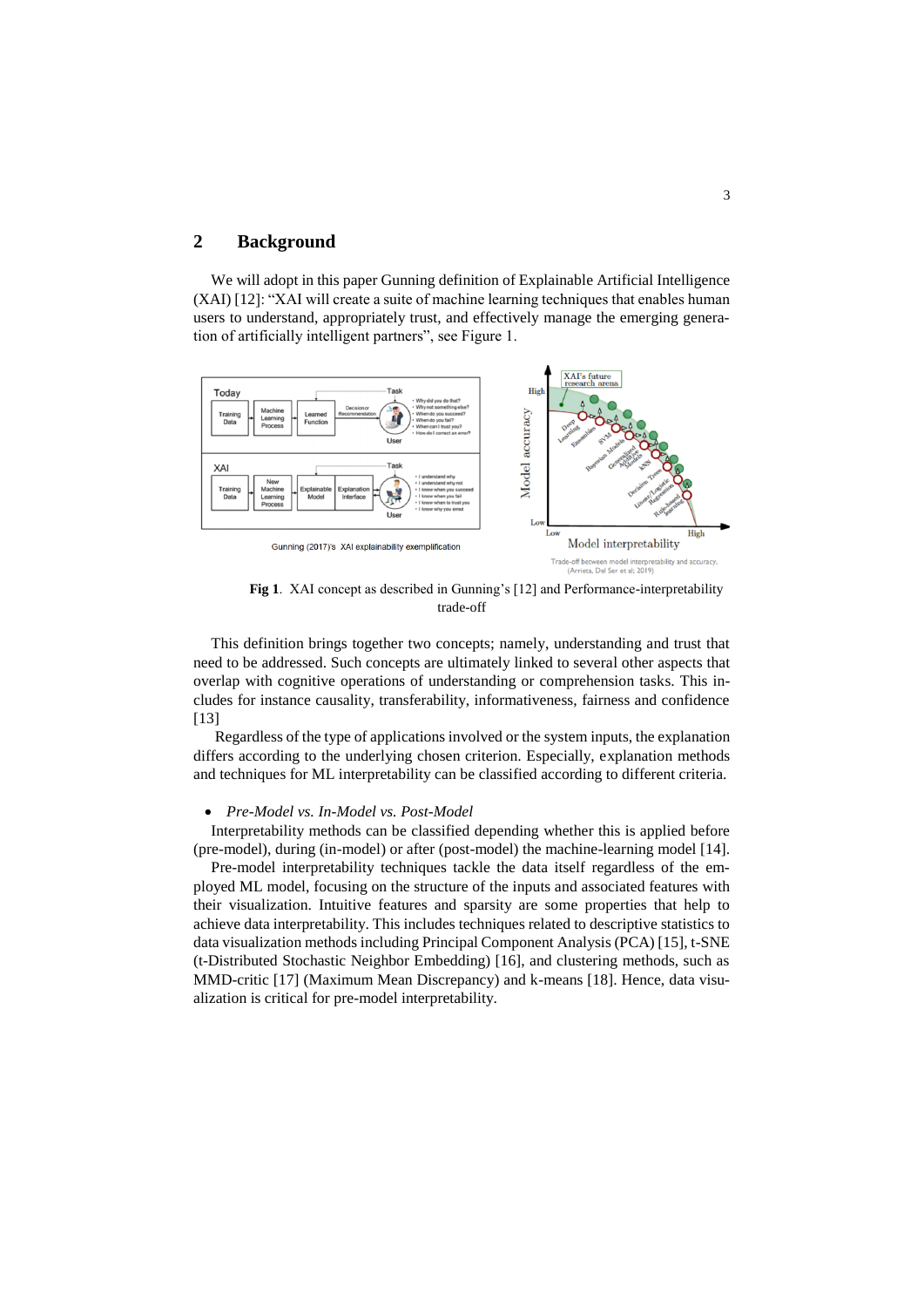## 2 Background

We will adopt in this paper Gunning definition of Explainable Artificial Intelligence (XAI) [12]: "XAI will create a suite of machine learning techniques that enables human users to understand, appropriately trust, and effectively manage the emerging generation of artificially intelligent partners", see Figure 1.

**Fig 1**. XAI concept as described in Gunning's [12] and Performance-interpretability trade-off

This definition brings together two concepts; namely, understanding and trust that need to be addressed. Such concepts are ultimately linked to several other aspects that overlap with cognitive operations of understanding or comprehension tasks. This includes for instance causality, transferability, informativeness, fairness and confidence [13]

Regardless of the type of applications involved or the system inputs, the explanation differs according to the underlying chosen criterion. Especially, explanation methods and techniques for ML interpretability can be classified according to different criteria.

- *Pre-Model vs. In-Model vs. Post-Model*

Interpretability methods can be classified depending whether this is applied before (pre-model), during (in-model) or after (post-model) the machine-learning model [14].

Pre-model interpretability techniques tackle the data itself regardless of the employed ML model, focusing on the structure of the inputs and associated features with their visualization. Intuitive features and sparsity are some properties that help to achieve data interpretability. This includes techniques related to descriptive statistics to data visualization methods including Principal Component Analysis (PCA) [15], t-SNE (t-Distributed Stochastic Neighbor Embedding) [16], and clustering methods, such as MMD-critic [17] (Maximum Mean Discrepancy) and k-means [18]. Hence, data visualization is critical for pre-model interpretability.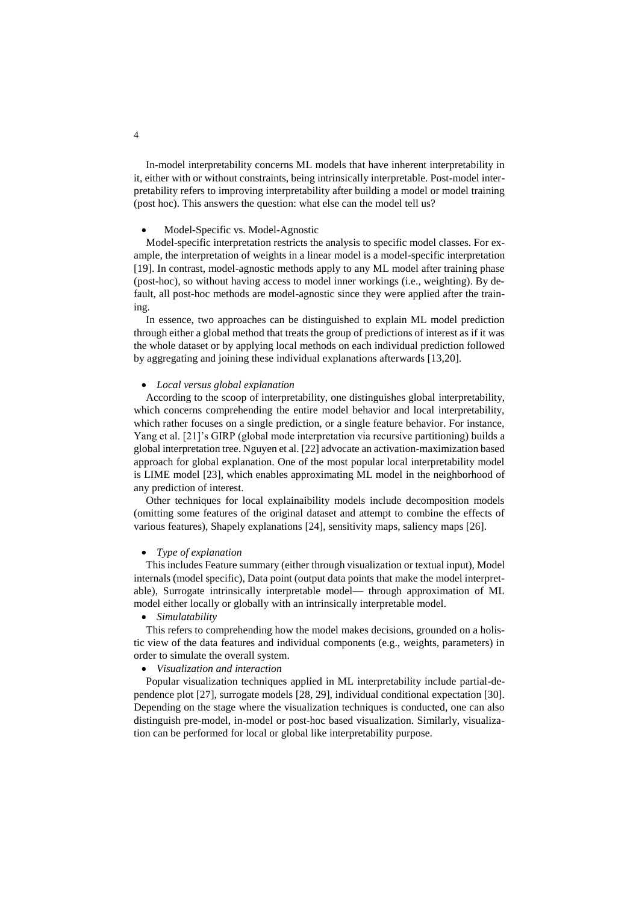In-model interpretability concerns ML models that have inherent interpretability in it, either with or without constraints, being intrinsically interpretable. Post-model interpretability refers to improving interpretability after building a model or model training (post hoc). This answers the question: what else can the model tell us?

- Model-Specific vs. Model-Agnostic

Model-specific interpretation restricts the analysis to specific model classes. For example, the interpretation of weights in a linear model is a model-specific interpretation [19]. In contrast, model-agnostic methods apply to any ML model after training phase (post-hoc), so without having access to model inner workings (i.e., weighting). By default, all post-hoc methods are model-agnostic since they were applied after the training.

In essence, two approaches can be distinguished to explain ML model prediction through either a global method that treats the group of predictions of interest as if it was the whole dataset or by applying local methods on each individual prediction followed by aggregating and joining these individual explanations afterwards [13,20].

- *Local versus global explanation*

According to the scoop of interpretability, one distinguishes global interpretability, which concerns comprehending the entire model behavior and local interpretability, which rather focuses on a single prediction, or a single feature behavior. For instance, Yang et al. [21]'s GIRP (global mode interpretation via recursive partitioning) builds a global interpretation tree. Nguyen et al. [22] advocate an activation-maximization based approach for global explanation. One of the most popular local interpretability model is LIME model [23], which enables approximating ML model in the neighborhood of any prediction of interest.

Other techniques for local explainaibility models include decomposition models (omitting some features of the original dataset and attempt to combine the effects of various features), Shapely explanations [24], sensitivity maps, saliency maps [26].

- *Type of explanation*

This includes Feature summary (either through visualization or textual input), Model internals (model specific), Data point (output data points that make the model interpretable), Surrogate intrinsically interpretable model— through approximation of ML model either locally or globally with an intrinsically interpretable model.

- *Simulatability*

This refers to comprehending how the model makes decisions, grounded on a holistic view of the data features and individual components (e.g., weights, parameters) in order to simulate the overall system.

- *Visualization and interaction*

Popular visualization techniques applied in ML interpretability include partial-dependence plot [27], surrogate models [28, 29], individual conditional expectation [30]. Depending on the stage where the visualization techniques is conducted, one can also distinguish pre-model, in-model or post-hoc based visualization. Similarly, visualization can be performed for local or global like interpretability purpose.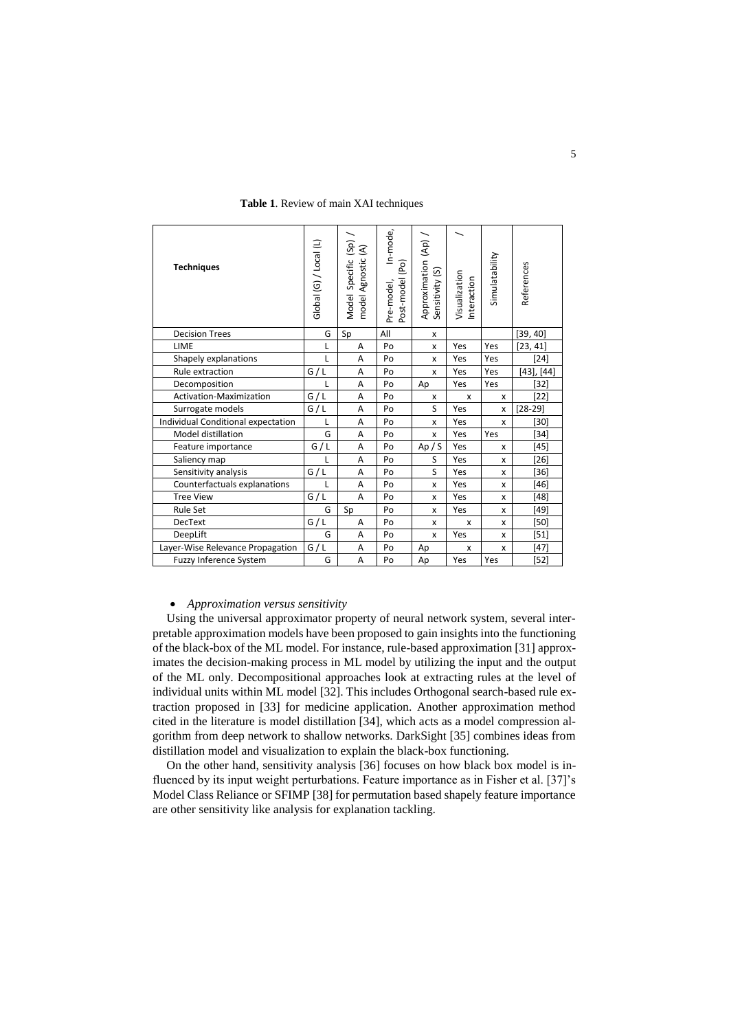**Table 1**. Review of main XAI techniques

| Techniques | Global (G) / Local (L) | Model Specific (Sp) / model Agnostic (A) | Pre-model, In-mode, Post-model (Po) | Approximation (Ap) / Sensitivity (S) | / Visualization Interaction | Simulatability | References |
|---|---|---|---|---|---|---|---|
| Decision Trees | G | Sp | All | x | | | [39, 40] |
| LIME | L | A | Po | x | Yes | Yes | [23, 41] |
| Shapely explanations | L | A | Po | x | Yes | Yes | [24] |
| Rule extraction | G / L | A | Po | x | Yes | Yes | [43], [44] |
| Decomposition | L | A | Po | Ap | Yes | Yes | [32] |
| Activation-Maximization | G / L | A | Po | x | x | x | [22] |
| Surrogate models | G / L | A | Po | S | Yes | x | [28-29] |
| Individual Conditional expectation | L | A | Po | x | Yes | x | [30] |
| Model distillation | G | A | Po | x | Yes | Yes | [34] |
| Feature importance | G / L | A | Po | Ap / S | Yes | x | [45] |
| Saliency map | L | A | Po | S | Yes | x | [26] |
| Sensitivity analysis | G / L | A | Po | S | Yes | x | [36] |
| Counterfactuals explanations | L | A | Po | x | Yes | x | [46] |
| Tree View | G / L | A | Po | x | Yes | x | [48] |
| Rule Set | G | Sp | Po | x | Yes | x | [49] |
| DecText | G / L | A | Po | x | x | x | [50] |
| DeepLift | G | A | Po | x | Yes | x | [51] |
| Layer-Wise Relevance Propagation | G / L | A | Po | Ap | x | x | [47] |
| Fuzzy Inference System | G | A | Po | Ap | Yes | Yes | [52] |

- *Approximation versus sensitivity*

Using the universal approximator property of neural network system, several interpretable approximation models have been proposed to gain insights into the functioning of the black-box of the ML model. For instance, rule-based approximation [31] approximates the decision-making process in ML model by utilizing the input and the output of the ML only. Decompositional approaches look at extracting rules at the level of individual units within ML model [32]. This includes Orthogonal search-based rule extraction proposed in [33] for medicine application. Another approximation method cited in the literature is model distillation [34], which acts as a model compression algorithm from deep network to shallow networks. DarkSight [35] combines ideas from distillation model and visualization to explain the black-box functioning.

On the other hand, sensitivity analysis [36] focuses on how black box model is influenced by its input weight perturbations. Feature importance as in Fisher et al. [37]'s Model Class Reliance or SFIMP [38] for permutation based shapely feature importance are other sensitivity like analysis for explanation tackling.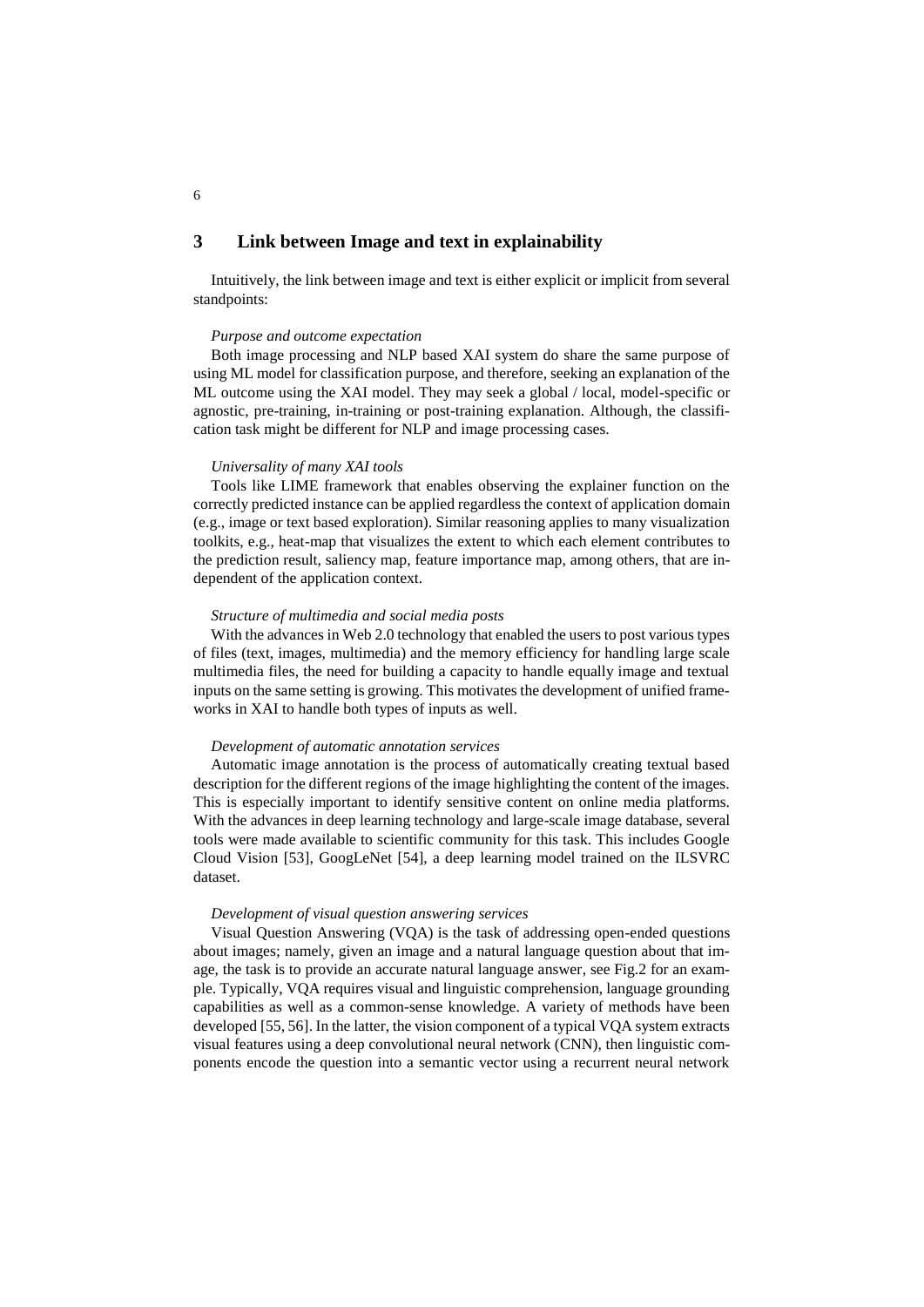## 3 Link between Image and text in explainability

Intuitively, the link between image and text is either explicit or implicit from several standpoints:

*Purpose and outcome expectation*

Both image processing and NLP based XAI system do share the same purpose of using ML model for classification purpose, and therefore, seeking an explanation of the ML outcome using the XAI model. They may seek a global / local, model-specific or agnostic, pre-training, in-training or post-training explanation. Although, the classification task might be different for NLP and image processing cases.

*Universality of many XAI tools*

Tools like LIME framework that enables observing the explainer function on the correctly predicted instance can be applied regardless the context of application domain (e.g., image or text based exploration). Similar reasoning applies to many visualization toolkits, e.g., heat-map that visualizes the extent to which each element contributes to the prediction result, saliency map, feature importance map, among others, that are independent of the application context.

*Structure of multimedia and social media posts*

With the advances in Web 2.0 technology that enabled the users to post various types of files (text, images, multimedia) and the memory efficiency for handling large scale multimedia files, the need for building a capacity to handle equally image and textual inputs on the same setting is growing. This motivates the development of unified frameworks in XAI to handle both types of inputs as well.

*Development of automatic annotation services*

Automatic image annotation is the process of automatically creating textual based description for the different regions of the image highlighting the content of the images. This is especially important to identify sensitive content on online media platforms. With the advances in deep learning technology and large-scale image database, several tools were made available to scientific community for this task. This includes Google Cloud Vision [53], GoogLeNet [54], a deep learning model trained on the ILSVRC dataset.

*Development of visual question answering services*

Visual Question Answering (VQA) is the task of addressing open-ended questions about images; namely, given an image and a natural language question about that image, the task is to provide an accurate natural language answer, see Fig.2 for an example. Typically, VQA requires visual and linguistic comprehension, language grounding capabilities as well as a common-sense knowledge. A variety of methods have been developed [55, 56]. In the latter, the vision component of a typical VQA system extracts visual features using a deep convolutional neural network (CNN), then linguistic components encode the question into a semantic vector using a recurrent neural network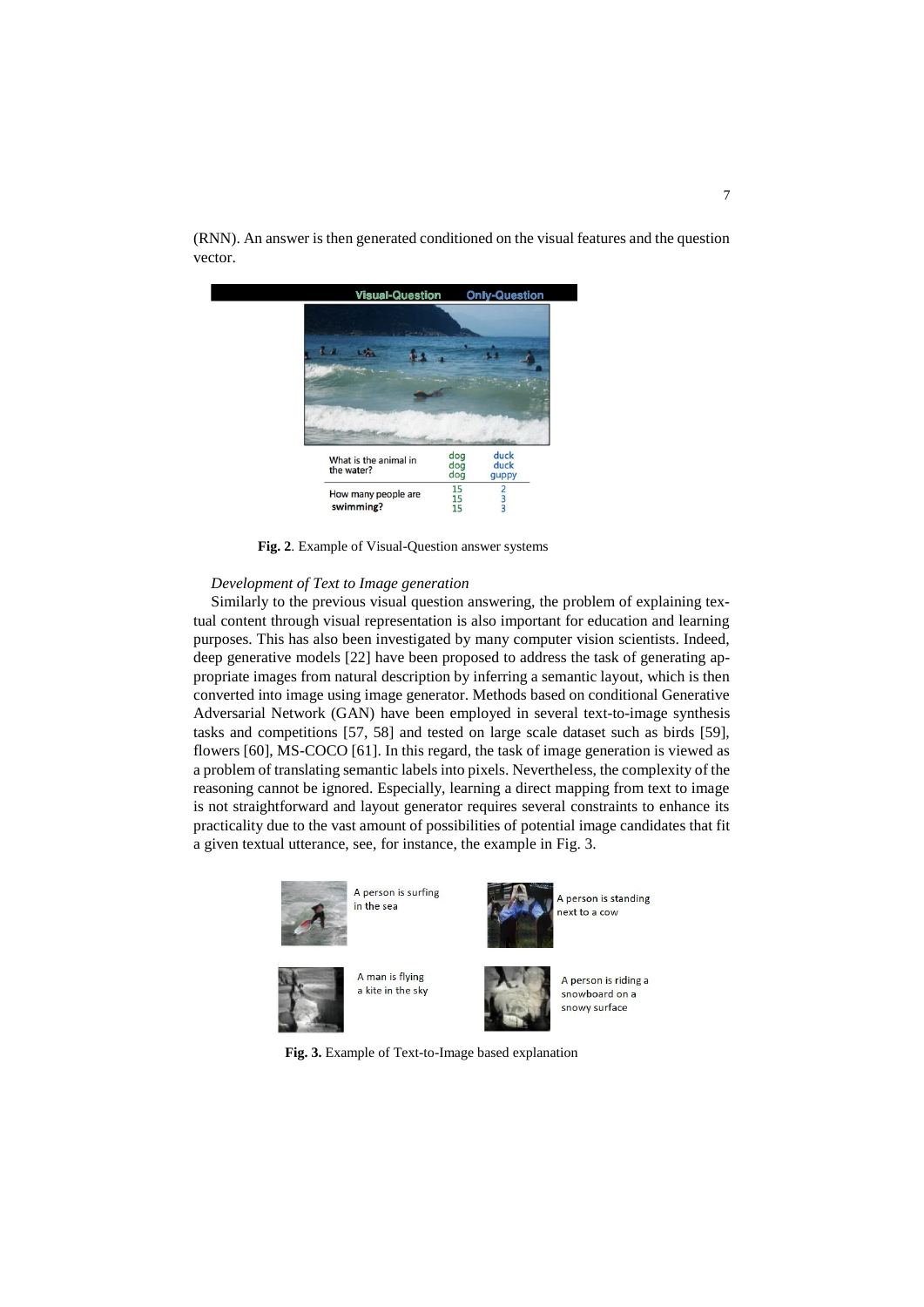(RNN). An answer is then generated conditioned on the visual features and the question vector.

**Fig. 2**. Example of Visual-Question answer systems

*Development of Text to Image generation*

Similarly to the previous visual question answering, the problem of explaining textual content through visual representation is also important for education and learning purposes. This has also been investigated by many computer vision scientists. Indeed, deep generative models [22] have been proposed to address the task of generating appropriate images from natural description by inferring a semantic layout, which is then converted into image using image generator. Methods based on conditional Generative Adversarial Network (GAN) have been employed in several text-to-image synthesis tasks and competitions [57, 58] and tested on large scale dataset such as birds [59], flowers [60], MS-COCO [61]. In this regard, the task of image generation is viewed as a problem of translating semantic labels into pixels. Nevertheless, the complexity of the reasoning cannot be ignored. Especially, learning a direct mapping from text to image is not straightforward and layout generator requires several constraints to enhance its practicality due to the vast amount of possibilities of potential image candidates that fit a given textual utterance, see, for instance, the example in Fig. 3.

**Fig. 3.** Example of Text-to-Image based explanation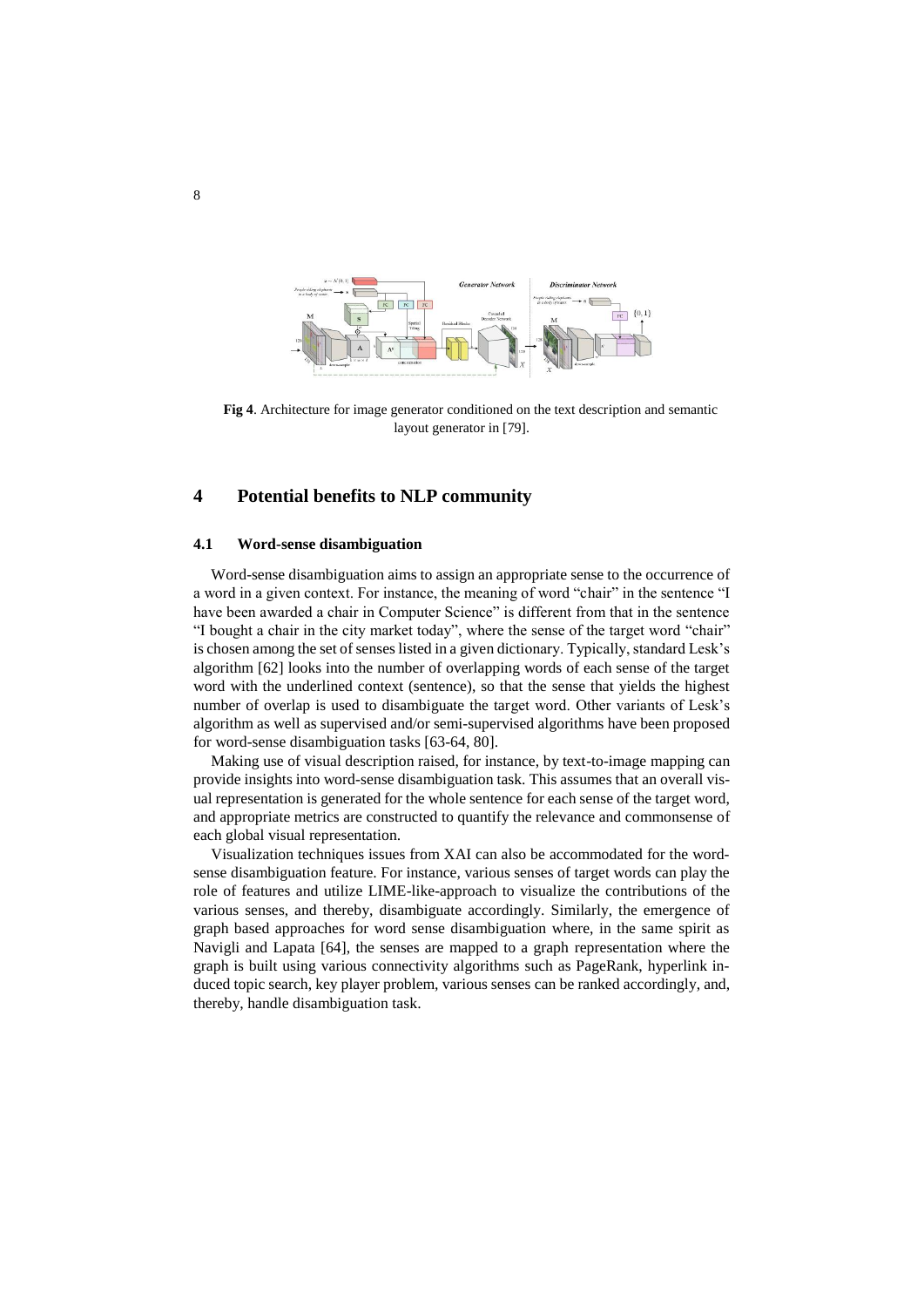**Fig 4**. Architecture for image generator conditioned on the text description and semantic layout generator in [79].

## 4 Potential benefits to NLP community

### 4.1 Word-sense disambiguation

Word-sense disambiguation aims to assign an appropriate sense to the occurrence of a word in a given context. For instance, the meaning of word "chair" in the sentence "I have been awarded a chair in Computer Science" is different from that in the sentence "I bought a chair in the city market today", where the sense of the target word "chair" is chosen among the set of senses listed in a given dictionary. Typically, standard Lesk's algorithm [62] looks into the number of overlapping words of each sense of the target word with the underlined context (sentence), so that the sense that yields the highest number of overlap is used to disambiguate the target word. Other variants of Lesk's algorithm as well as supervised and/or semi-supervised algorithms have been proposed for word-sense disambiguation tasks [63-64, 80].

Making use of visual description raised, for instance, by text-to-image mapping can provide insights into word-sense disambiguation task. This assumes that an overall visual representation is generated for the whole sentence for each sense of the target word, and appropriate metrics are constructed to quantify the relevance and commonsense of each global visual representation.

Visualization techniques issues from XAI can also be accommodated for the word-sense disambiguation feature. For instance, various senses of target words can play the role of features and utilize LIME-like-approach to visualize the contributions of the various senses, and thereby, disambiguate accordingly. Similarly, the emergence of graph based approaches for word sense disambiguation where, in the same spirit as Navigli and Lapata [64], the senses are mapped to a graph representation where the graph is built using various connectivity algorithms such as PageRank, hyperlink induced topic search, key player problem, various senses can be ranked accordingly, and, thereby, handle disambiguation task.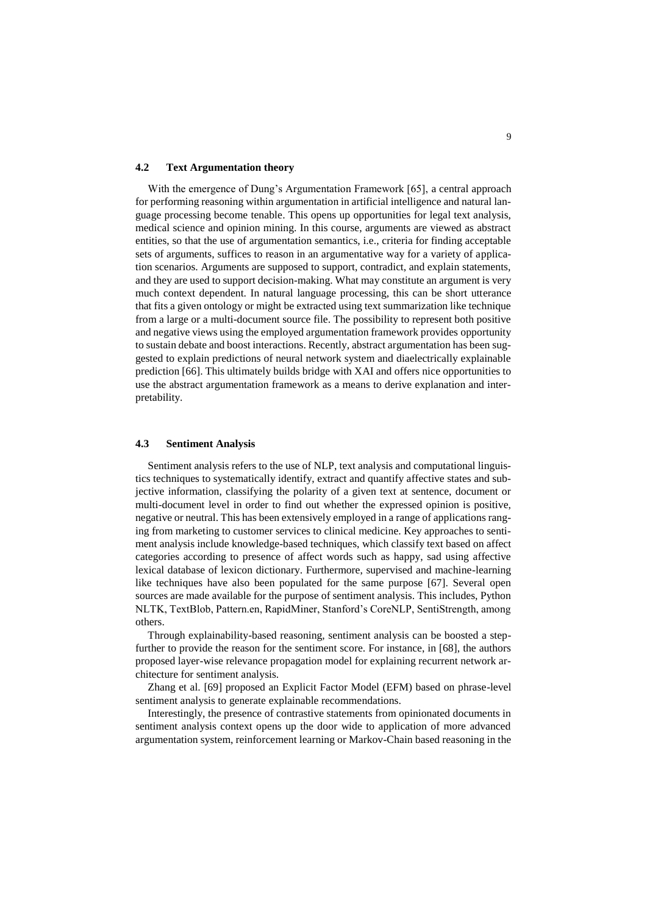### 4.2 Text Argumentation theory

With the emergence of Dung's Argumentation Framework [65], a central approach for performing reasoning within argumentation in artificial intelligence and natural language processing become tenable. This opens up opportunities for legal text analysis, medical science and opinion mining. In this course, arguments are viewed as abstract entities, so that the use of argumentation semantics, i.e., criteria for finding acceptable sets of arguments, suffices to reason in an argumentative way for a variety of application scenarios. Arguments are supposed to support, contradict, and explain statements, and they are used to support decision-making. What may constitute an argument is very much context dependent. In natural language processing, this can be short utterance that fits a given ontology or might be extracted using text summarization like technique from a large or a multi-document source file. The possibility to represent both positive and negative views using the employed argumentation framework provides opportunity to sustain debate and boost interactions. Recently, abstract argumentation has been suggested to explain predictions of neural network system and diaelectrically explainable prediction [66]. This ultimately builds bridge with XAI and offers nice opportunities to use the abstract argumentation framework as a means to derive explanation and interpretability.

### 4.3 Sentiment Analysis

Sentiment analysis refers to the use of NLP, text analysis and computational linguistics techniques to systematically identify, extract and quantify affective states and subjective information, classifying the polarity of a given text at sentence, document or multi-document level in order to find out whether the expressed opinion is positive, negative or neutral. This has been extensively employed in a range of applications ranging from marketing to customer services to clinical medicine. Key approaches to sentiment analysis include knowledge-based techniques, which classify text based on affect categories according to presence of affect words such as happy, sad using affective lexical database of lexicon dictionary. Furthermore, supervised and machine-learning like techniques have also been populated for the same purpose [67]. Several open sources are made available for the purpose of sentiment analysis. This includes, Python NLTK, TextBlob, Pattern.en, RapidMiner, Stanford's CoreNLP, SentiStrength, among others.

Through explainability-based reasoning, sentiment analysis can be boosted a step-further to provide the reason for the sentiment score. For instance, in [68], the authors proposed layer-wise relevance propagation model for explaining recurrent network architecture for sentiment analysis.

Zhang et al. [69] proposed an Explicit Factor Model (EFM) based on phrase-level sentiment analysis to generate explainable recommendations.

Interestingly, the presence of contrastive statements from opinionated documents in sentiment analysis context opens up the door wide to application of more advanced argumentation system, reinforcement learning or Markov-Chain based reasoning in the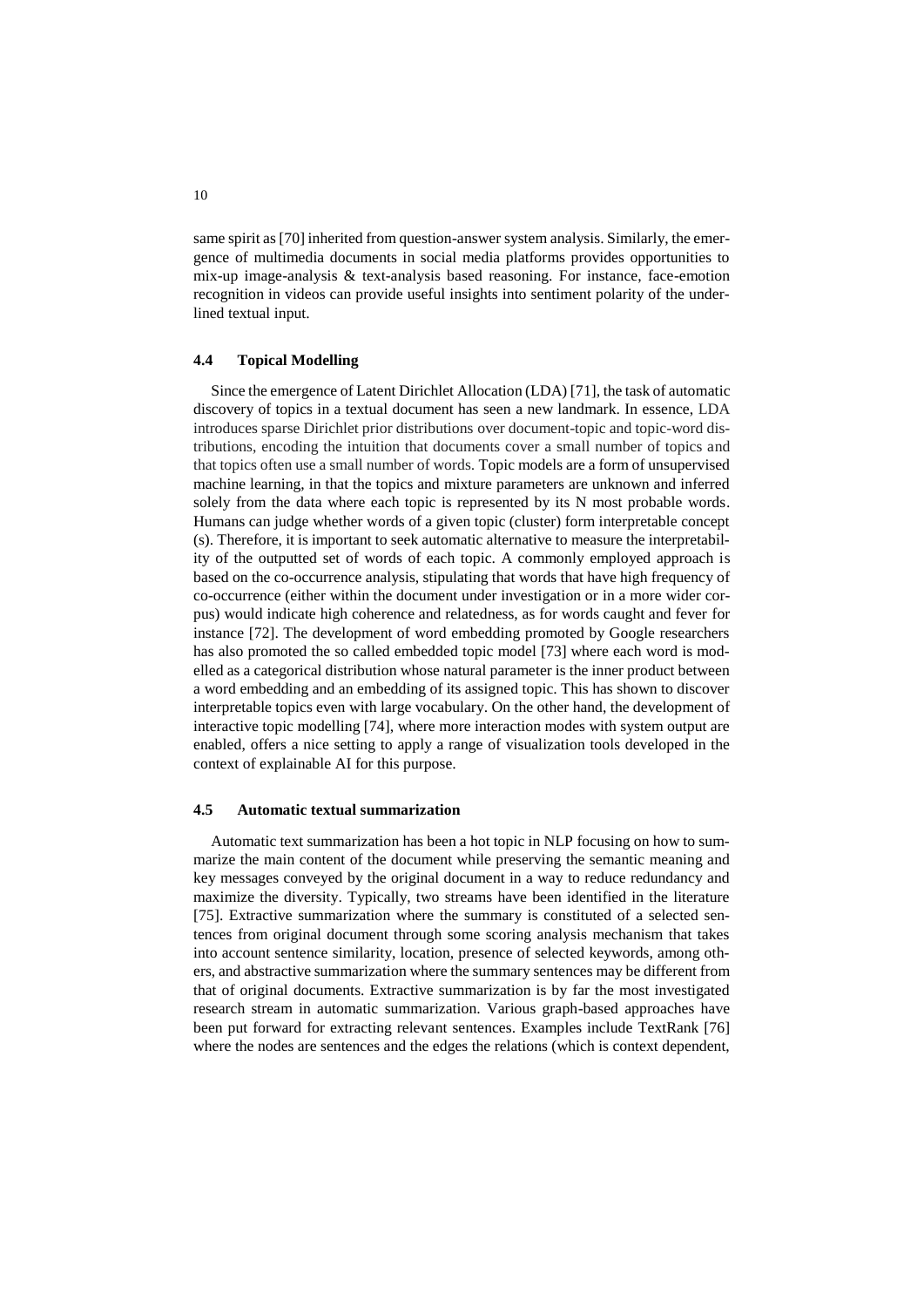same spirit as [70] inherited from question-answer system analysis. Similarly, the emergence of multimedia documents in social media platforms provides opportunities to mix-up image-analysis & text-analysis based reasoning. For instance, face-emotion recognition in videos can provide useful insights into sentiment polarity of the underlined textual input.

### 4.4 Topical Modelling

Since the emergence of Latent Dirichlet Allocation (LDA) [71], the task of automatic discovery of topics in a textual document has seen a new landmark. In essence, LDA introduces sparse Dirichlet prior distributions over document-topic and topic-word distributions, encoding the intuition that documents cover a small number of topics and that topics often use a small number of words. Topic models are a form of unsupervised machine learning, in that the topics and mixture parameters are unknown and inferred solely from the data where each topic is represented by its N most probable words. Humans can judge whether words of a given topic (cluster) form interpretable concept (s). Therefore, it is important to seek automatic alternative to measure the interpretability of the outputted set of words of each topic. A commonly employed approach is based on the co-occurrence analysis, stipulating that words that have high frequency of co-occurrence (either within the document under investigation or in a more wider corpus) would indicate high coherence and relatedness, as for words caught and fever for instance [72]. The development of word embedding promoted by Google researchers has also promoted the so called embedded topic model [73] where each word is modelled as a categorical distribution whose natural parameter is the inner product between a word embedding and an embedding of its assigned topic. This has shown to discover interpretable topics even with large vocabulary. On the other hand, the development of interactive topic modelling [74], where more interaction modes with system output are enabled, offers a nice setting to apply a range of visualization tools developed in the context of explainable AI for this purpose.

### 4.5 Automatic textual summarization

Automatic text summarization has been a hot topic in NLP focusing on how to summarize the main content of the document while preserving the semantic meaning and key messages conveyed by the original document in a way to reduce redundancy and maximize the diversity. Typically, two streams have been identified in the literature [75]. Extractive summarization where the summary is constituted of a selected sentences from original document through some scoring analysis mechanism that takes into account sentence similarity, location, presence of selected keywords, among others, and abstractive summarization where the summary sentences may be different from that of original documents. Extractive summarization is by far the most investigated research stream in automatic summarization. Various graph-based approaches have been put forward for extracting relevant sentences. Examples include TextRank [76] where the nodes are sentences and the edges the relations (which is context dependent,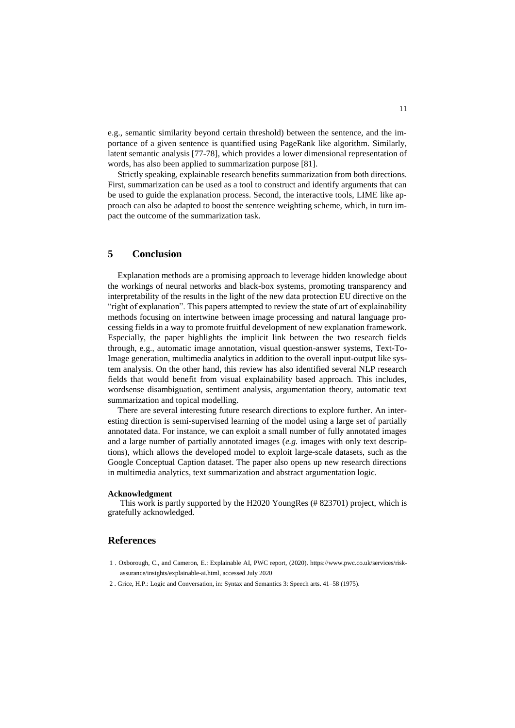e.g., semantic similarity beyond certain threshold) between the sentence, and the importance of a given sentence is quantified using PageRank like algorithm. Similarly, latent semantic analysis [77-78], which provides a lower dimensional representation of words, has also been applied to summarization purpose [81].

Strictly speaking, explainable research benefits summarization from both directions. First, summarization can be used as a tool to construct and identify arguments that can be used to guide the explanation process. Second, the interactive tools, LIME like approach can also be adapted to boost the sentence weighting scheme, which, in turn impact the outcome of the summarization task.

## 5 Conclusion

Explanation methods are a promising approach to leverage hidden knowledge about the workings of neural networks and black-box systems, promoting transparency and interpretability of the results in the light of the new data protection EU directive on the "right of explanation". This papers attempted to review the state of art of explainability methods focusing on intertwine between image processing and natural language processing fields in a way to promote fruitful development of new explanation framework. Especially, the paper highlights the implicit link between the two research fields through, e.g., automatic image annotation, visual question-answer systems, Text-To-Image generation, multimedia analytics in addition to the overall input-output like system analysis. On the other hand, this review has also identified several NLP research fields that would benefit from visual explainability based approach. This includes, wordsense disambiguation, sentiment analysis, argumentation theory, automatic text summarization and topical modelling.

There are several interesting future research directions to explore further. An interesting direction is semi-supervised learning of the model using a large set of partially annotated data. For instance, we can exploit a small number of fully annotated images and a large number of partially annotated images (*e.g.* images with only text descriptions), which allows the developed model to exploit large-scale datasets, such as the Google Conceptual Caption dataset. The paper also opens up new research directions in multimedia analytics, text summarization and abstract argumentation logic.

**Acknowledgment**

This work is partly supported by the H2020 YoungRes (# 823701) project, which is gratefully acknowledged.

## References

1. Oxborough, C., and Cameron, E.: Explainable AI, PWC report, (2020). https://www.pwc.co.uk/services/risk-assurance/insights/explainable-ai.html, accessed July 2020
2. Grice, H.P.: Logic and Conversation, in: Syntax and Semantics 3: Speech arts. 41–58 (1975).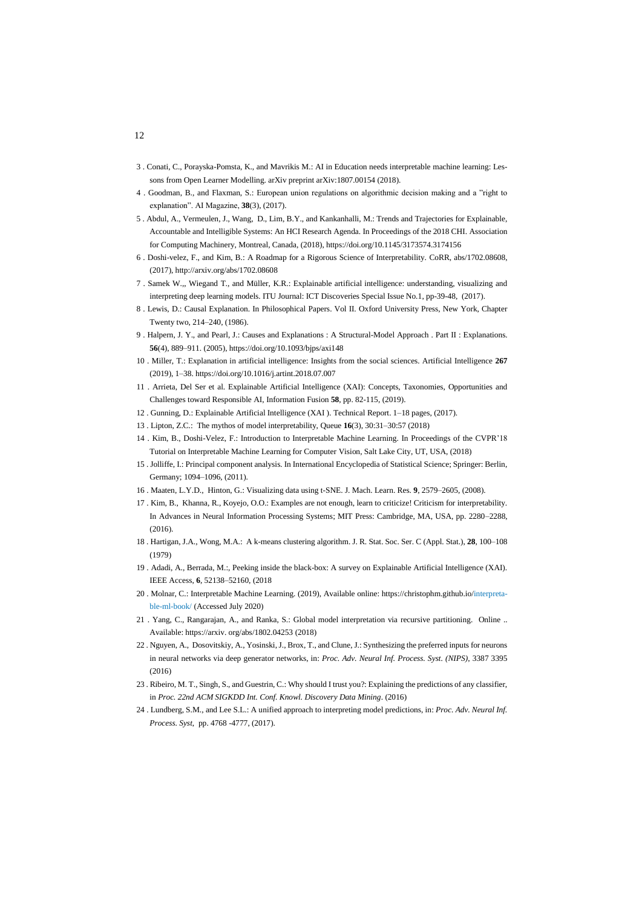3 . Conati, C., Porayska-Pomsta, K., and Mavrikis M.: AI in Education needs interpretable machine learning: Lessons from Open Learner Modelling. arXiv preprint arXiv:1807.00154 (2018).

4 . Goodman, B., and Flaxman, S.: European union regulations on algorithmic decision making and a "right to explanation". AI Magazine, **38**(3), (2017).

5 . Abdul, A., Vermeulen, J., Wang, D., Lim, B.Y., and Kankanhalli, M.: Trends and Trajectories for Explainable, Accountable and Intelligible Systems: An HCI Research Agenda. In Proceedings of the 2018 CHI. Association for Computing Machinery, Montreal, Canada, (2018), https://doi.org/10.1145/3173574.3174156

6 . Doshi-velez, F., and Kim, B.: A Roadmap for a Rigorous Science of Interpretability. CoRR, abs/1702.08608, (2017), http://arxiv.org/abs/1702.08608

7 . Samek W.,, Wiegand T., and Müller, K.R.: Explainable artificial intelligence: understanding, visualizing and interpreting deep learning models. ITU Journal: ICT Discoveries Special Issue No.1, pp-39-48, (2017).

8 . Lewis, D.: Causal Explanation. In Philosophical Papers. Vol II. Oxford University Press, New York, Chapter Twenty two, 214–240, (1986).

9 . Halpern, J. Y., and Pearl, J.: Causes and Explanations : A Structural-Model Approach . Part II : Explanations. **56**(4), 889–911. (2005), https://doi.org/10.1093/bjps/axi148

10 . Miller, T.: Explanation in artificial intelligence: Insights from the social sciences. Artificial Intelligence **267** (2019), 1–38. https://doi.org/10.1016/j.artint.2018.07.007

11 . Arrieta, Del Ser et al. Explainable Artificial Intelligence (XAI): Concepts, Taxonomies, Opportunities and Challenges toward Responsible AI, Information Fusion **58**, pp. 82-115, (2019).

12 . Gunning, D.: Explainable Artificial Intelligence (XAI ). Technical Report. 1–18 pages, (2017).

13 . Lipton, Z.C.: The mythos of model interpretability, Queue **16**(3), 30:31–30:57 (2018)

14 . Kim, B., Doshi-Velez, F.: Introduction to Interpretable Machine Learning. In Proceedings of the CVPR'18 Tutorial on Interpretable Machine Learning for Computer Vision, Salt Lake City, UT, USA, (2018)

15 . Jolliffe, I.: Principal component analysis. In International Encyclopedia of Statistical Science; Springer: Berlin, Germany; 1094–1096, (2011).

16 . Maaten, L.Y.D., Hinton, G.: Visualizing data using t-SNE. J. Mach. Learn. Res. **9**, 2579–2605, (2008).

17 . Kim, B., Khanna, R., Koyejo, O.O.: Examples are not enough, learn to criticize! Criticism for interpretability. In Advances in Neural Information Processing Systems; MIT Press: Cambridge, MA, USA, pp. 2280–2288, (2016).

18 . Hartigan, J.A., Wong, M.A.: A k-means clustering algorithm. J. R. Stat. Soc. Ser. C (Appl. Stat.), **28**, 100–108 (1979)

19 . Adadi, A., Berrada, M.:, Peeking inside the black-box: A survey on Explainable Artificial Intelligence (XAI). IEEE Access, **6**, 52138–52160, (2018

20 . Molnar, C.: Interpretable Machine Learning. (2019), Available online: https://christophm.github.io/interpretable-ml-book/ (Accessed July 2020)

21 . Yang, C., Rangarajan, A., and Ranka, S.: Global model interpretation via recursive partitioning. Online .. Available: https://arxiv. org/abs/1802.04253 (2018)

22 . Nguyen, A., Dosovitskiy, A., Yosinski, J., Brox, T., and Clune, J.: Synthesizing the preferred inputs for neurons in neural networks via deep generator networks, in: *Proc. Adv. Neural Inf. Process. Syst. (NIPS)*, 3387 3395 (2016)

23 . Ribeiro, M. T., Singh, S., and Guestrin, C.: Why should I trust you?: Explaining the predictions of any classifier, in *Proc. 22nd ACM SIGKDD Int. Conf. Knowl. Discovery Data Mining*. (2016)

24 . Lundberg, S.M., and Lee S.L.: A unified approach to interpreting model predictions, in: *Proc. Adv. Neural Inf. Process. Syst*, pp. 4768 -4777, (2017).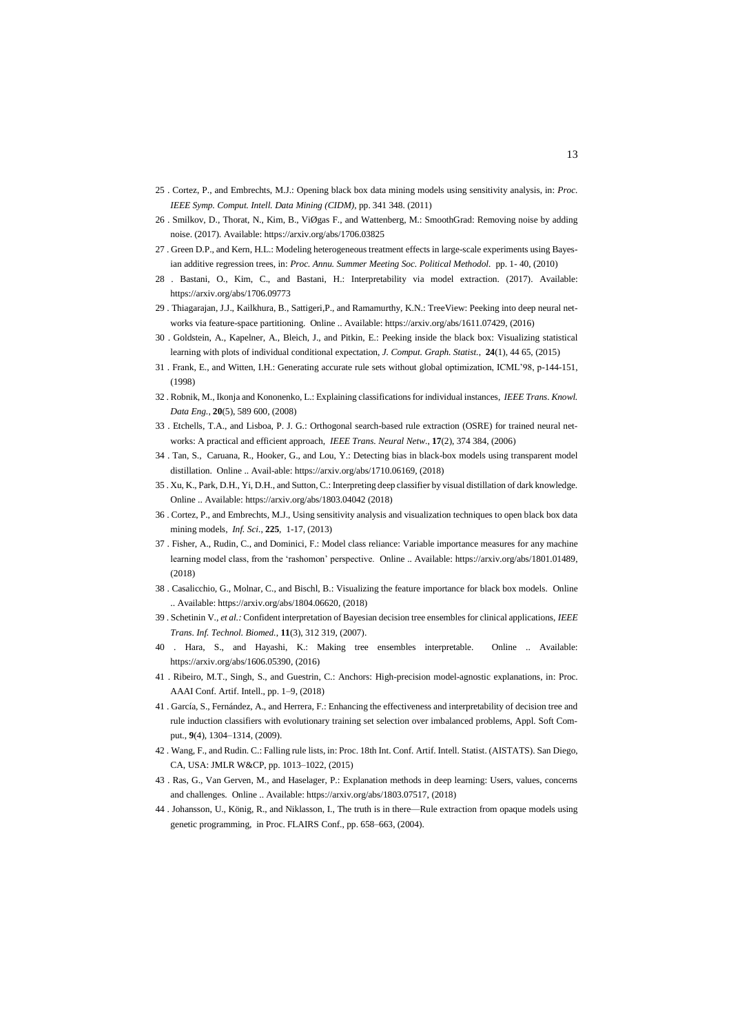25 . Cortez, P., and Embrechts, M.J.: Opening black box data mining models using sensitivity analysis, in: *Proc. IEEE Symp. Comput. Intell. Data Mining (CIDM)*, pp. 341 348. (2011)

26 . Smilkov, D., Thorat, N., Kim, B., ViØgas F., and Wattenberg, M.: SmoothGrad: Removing noise by adding noise. (2017). Available: https://arxiv.org/abs/1706.03825

27 . Green D.P., and Kern, H.L.: Modeling heterogeneous treatment effects in large-scale experiments using Bayesian additive regression trees, in: *Proc. Annu. Summer Meeting Soc. Political Methodol*. pp. 1- 40, (2010)

28 . Bastani, O., Kim, C., and Bastani, H.: Interpretability via model extraction. (2017). Available: https://arxiv.org/abs/1706.09773

29 . Thiagarajan, J.J., Kailkhura, B., Sattigeri,P., and Ramamurthy, K.N.: TreeView: Peeking into deep neural networks via feature-space partitioning. Online .. Available: https://arxiv.org/abs/1611.07429, (2016)

30 . Goldstein, A., Kapelner, A., Bleich, J., and Pitkin, E.: Peeking inside the black box: Visualizing statistical learning with plots of individual conditional expectation, *J. Comput. Graph. Statist.*, **24**(1), 44 65, (2015)

31 . Frank, E., and Witten, I.H.: Generating accurate rule sets without global optimization, ICML'98, p-144-151, (1998)

32 . Robnik, M., Ikonja and Kononenko, L.: Explaining classifications for individual instances, *IEEE Trans. Knowl. Data Eng.*, **20**(5), 589 600, (2008)

33 . Etchells, T.A., and Lisboa, P. J. G.: Orthogonal search-based rule extraction (OSRE) for trained neural networks: A practical and efficient approach, *IEEE Trans. Neural Netw.*, **17**(2), 374 384, (2006)

34 . Tan, S., Caruana, R., Hooker, G., and Lou, Y.: Detecting bias in black-box models using transparent model distillation. Online .. Avail-able: https://arxiv.org/abs/1710.06169, (2018)

35 . Xu, K., Park, D.H., Yi, D.H., and Sutton, C.: Interpreting deep classifier by visual distillation of dark knowledge. Online .. Available: https://arxiv.org/abs/1803.04042 (2018)

36 . Cortez, P., and Embrechts, M.J., Using sensitivity analysis and visualization techniques to open black box data mining models, *Inf. Sci.*, **225**, 1-17, (2013)

37 . Fisher, A., Rudin, C., and Dominici, F.: Model class reliance: Variable importance measures for any machine learning model class, from the 'rashomon' perspective. Online .. Available: https://arxiv.org/abs/1801.01489, (2018)

38 . Casalicchio, G., Molnar, C., and Bischl, B.: Visualizing the feature importance for black box models. Online .. Available: https://arxiv.org/abs/1804.06620, (2018)

39 . Schetinin V., *et al.*: Confident interpretation of Bayesian decision tree ensembles for clinical applications, *IEEE Trans. Inf. Technol. Biomed.*, **11**(3), 312 319, (2007).

40 . Hara, S., and Hayashi, K.: Making tree ensembles interpretable. Online .. Available: https://arxiv.org/abs/1606.05390, (2016)

41 . Ribeiro, M.T., Singh, S., and Guestrin, C.: Anchors: High-precision model-agnostic explanations, in: Proc. AAAI Conf. Artif. Intell., pp. 1–9, (2018)

42 . García, S., Fernández, A., and Herrera, F.: Enhancing the effectiveness and interpretability of decision tree and rule induction classifiers with evolutionary training set selection over imbalanced problems, Appl. Soft Comput., **9**(4), 1304–1314, (2009).

42 . Wang, F., and Rudin. C.: Falling rule lists, in: Proc. 18th Int. Conf. Artif. Intell. Statist. (AISTATS). San Diego, CA, USA: JMLR W&CP, pp. 1013–1022, (2015)

43 . Ras, G., Van Gerven, M., and Haselager, P.: Explanation methods in deep learning: Users, values, concerns and challenges. Online .. Available: https://arxiv.org/abs/1803.07517, (2018)

44 . Johansson, U., König, R., and Niklasson, I., The truth is in there—Rule extraction from opaque models using genetic programming, in Proc. FLAIRS Conf., pp. 658–663, (2004).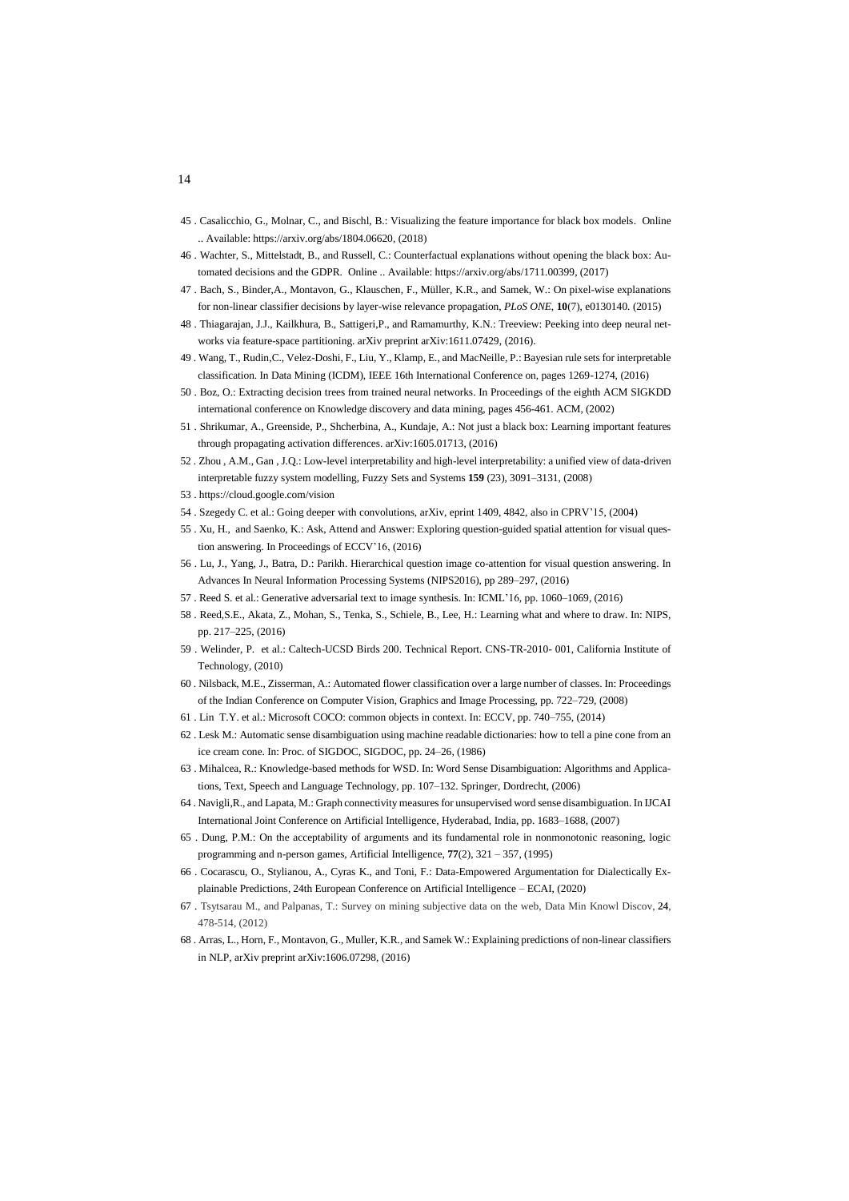45 . Casalicchio, G., Molnar, C., and Bischl, B.: Visualizing the feature importance for black box models. Online .. Available: https://arxiv.org/abs/1804.06620, (2018)

46 . Wachter, S., Mittelstadt, B., and Russell, C.: Counterfactual explanations without opening the black box: Automated decisions and the GDPR. Online .. Available: https://arxiv.org/abs/1711.00399, (2017)

47 . Bach, S., Binder,A., Montavon, G., Klauschen, F., Müller, K.R., and Samek, W.: On pixel-wise explanations for non-linear classifier decisions by layer-wise relevance propagation, *PLoS ONE*, **10**(7), e0130140. (2015)

48 . Thiagarajan, J.J., Kailkhura, B., Sattigeri,P., and Ramamurthy, K.N.: Treeview: Peeking into deep neural networks via feature-space partitioning. arXiv preprint arXiv:1611.07429, (2016).

49 . Wang, T., Rudin,C., Velez-Doshi, F., Liu, Y., Klamp, E., and MacNeille, P.: Bayesian rule sets for interpretable classification. In Data Mining (ICDM), IEEE 16th International Conference on, pages 1269-1274, (2016)

50 . Boz, O.: Extracting decision trees from trained neural networks. In Proceedings of the eighth ACM SIGKDD international conference on Knowledge discovery and data mining, pages 456-461. ACM, (2002)

51 . Shrikumar, A., Greenside, P., Shcherbina, A., Kundaje, A.: Not just a black box: Learning important features through propagating activation differences. arXiv:1605.01713, (2016)

52 . Zhou , A.M., Gan , J.Q.: Low-level interpretability and high-level interpretability: a unified view of data-driven interpretable fuzzy system modelling, Fuzzy Sets and Systems **159** (23), 3091–3131, (2008)

53 . https://cloud.google.com/vision

54 . Szegedy C. et al.: Going deeper with convolutions, arXiv, eprint 1409, 4842, also in CPRV'15, (2004)

55 . Xu, H., and Saenko, K.: Ask, Attend and Answer: Exploring question-guided spatial attention for visual question answering. In Proceedings of ECCV'16, (2016)

56 . Lu, J., Yang, J., Batra, D.: Parikh. Hierarchical question image co-attention for visual question answering. In Advances In Neural Information Processing Systems (NIPS2016), pp 289–297, (2016)

57 . Reed S. et al.: Generative adversarial text to image synthesis. In: ICML'16, pp. 1060–1069, (2016)

58 . Reed,S.E., Akata, Z., Mohan, S., Tenka, S., Schiele, B., Lee, H.: Learning what and where to draw. In: NIPS, pp. 217–225, (2016)

59 . Welinder, P. et al.: Caltech-UCSD Birds 200. Technical Report. CNS-TR-2010- 001, California Institute of Technology, (2010)

60 . Nilsback, M.E., Zisserman, A.: Automated flower classification over a large number of classes. In: Proceedings of the Indian Conference on Computer Vision, Graphics and Image Processing, pp. 722–729, (2008)

61 . Lin T.Y. et al.: Microsoft COCO: common objects in context. In: ECCV, pp. 740–755, (2014)

62 . Lesk M.: Automatic sense disambiguation using machine readable dictionaries: how to tell a pine cone from an ice cream cone. In: Proc. of SIGDOC, SIGDOC, pp. 24–26, (1986)

63 . Mihalcea, R.: Knowledge-based methods for WSD. In: Word Sense Disambiguation: Algorithms and Applications, Text, Speech and Language Technology, pp. 107–132. Springer, Dordrecht, (2006)

64 . Navigli,R., and Lapata, M.: Graph connectivity measures for unsupervised word sense disambiguation. In IJCAI International Joint Conference on Artificial Intelligence, Hyderabad, India, pp. 1683–1688, (2007)

65 . Dung, P.M.: On the acceptability of arguments and its fundamental role in nonmonotonic reasoning, logic programming and n-person games, Artificial Intelligence, **77**(2), 321 – 357, (1995)

66 . Cocarascu, O., Stylianou, A., Cyras K., and Toni, F.: Data-Empowered Argumentation for Dialectically Explainable Predictions, 24th European Conference on Artificial Intelligence – ECAI, (2020)

67 . Tsytsarau M., and Palpanas, T.: Survey on mining subjective data on the web, Data Min Knowl Discov, **24**, 478-514, (2012)

68 . Arras, L., Horn, F., Montavon, G., Muller, K.R., and Samek W.: Explaining predictions of non-linear classifiers in NLP, arXiv preprint arXiv:1606.07298, (2016)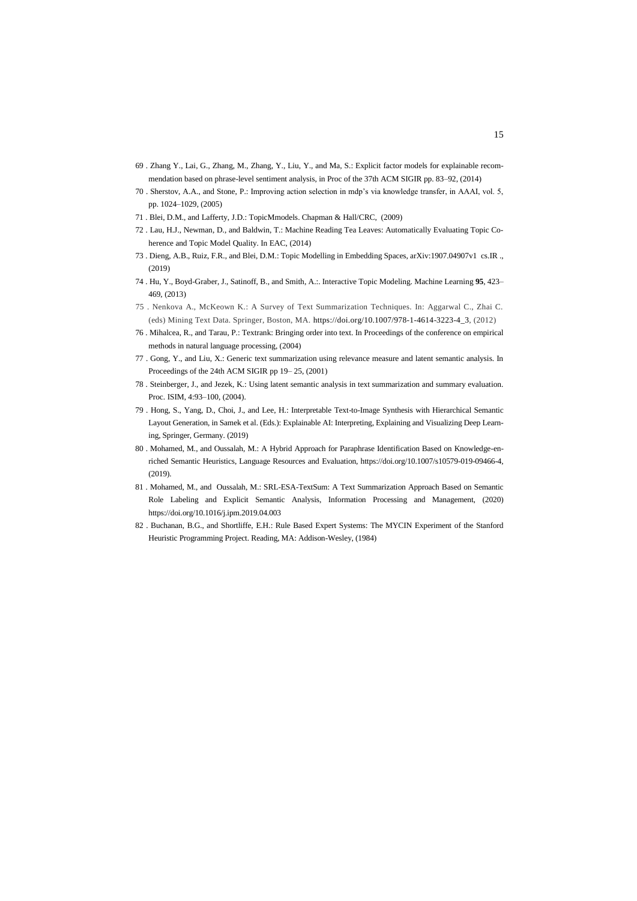69 . Zhang Y., Lai, G., Zhang, M., Zhang, Y., Liu, Y., and Ma, S.: Explicit factor models for explainable recommendation based on phrase-level sentiment analysis, in Proc of the 37th ACM SIGIR pp. 83–92, (2014)

70 . Sherstov, A.A., and Stone, P.: Improving action selection in mdp's via knowledge transfer, in AAAI, vol. 5, pp. 1024–1029, (2005)

71 . Blei, D.M., and Lafferty, J.D.: TopicMmodels. Chapman & Hall/CRC, (2009)

72 . Lau, H.J., Newman, D., and Baldwin, T.: Machine Reading Tea Leaves: Automatically Evaluating Topic Coherence and Topic Model Quality. In EAC, (2014)

73 . Dieng, A.B., Ruiz, F.R., and Blei, D.M.: Topic Modelling in Embedding Spaces, arXiv:1907.04907v1 cs.IR ., (2019)

74 . Hu, Y., Boyd-Graber, J., Satinoff, B., and Smith, A.:. Interactive Topic Modeling. Machine Learning **95**, 423–469, (2013)

75 . Nenkova A., McKeown K.: A Survey of Text Summarization Techniques. In: Aggarwal C., Zhai C. (eds) Mining Text Data. Springer, Boston, MA. https://doi.org/10.1007/978-1-4614-3223-4_3, (2012)

76 . Mihalcea, R., and Tarau, P.: Textrank: Bringing order into text. In Proceedings of the conference on empirical methods in natural language processing, (2004)

77 . Gong, Y., and Liu, X.: Generic text summarization using relevance measure and latent semantic analysis. In Proceedings of the 24th ACM SIGIR pp 19– 25, (2001)

78 . Steinberger, J., and Jezek, K.: Using latent semantic analysis in text summarization and summary evaluation. Proc. ISIM, 4:93–100, (2004).

79 . Hong, S., Yang, D., Choi, J., and Lee, H.: Interpretable Text-to-Image Synthesis with Hierarchical Semantic Layout Generation, in Samek et al. (Eds.): Explainable AI: Interpreting, Explaining and Visualizing Deep Learning, Springer, Germany. (2019)

80 . Mohamed, M., and Oussalah, M.: A Hybrid Approach for Paraphrase Identification Based on Knowledge-enriched Semantic Heuristics, Language Resources and Evaluation, https://doi.org/10.1007/s10579-019-09466-4, (2019).

81 . Mohamed, M., and Oussalah, M.: SRL-ESA-TextSum: A Text Summarization Approach Based on Semantic Role Labeling and Explicit Semantic Analysis, Information Processing and Management, (2020) https://doi.org/10.1016/j.ipm.2019.04.003

82 . Buchanan, B.G., and Shortliffe, E.H.: Rule Based Expert Systems: The MYCIN Experiment of the Stanford Heuristic Programming Project. Reading, MA: Addison-Wesley, (1984)